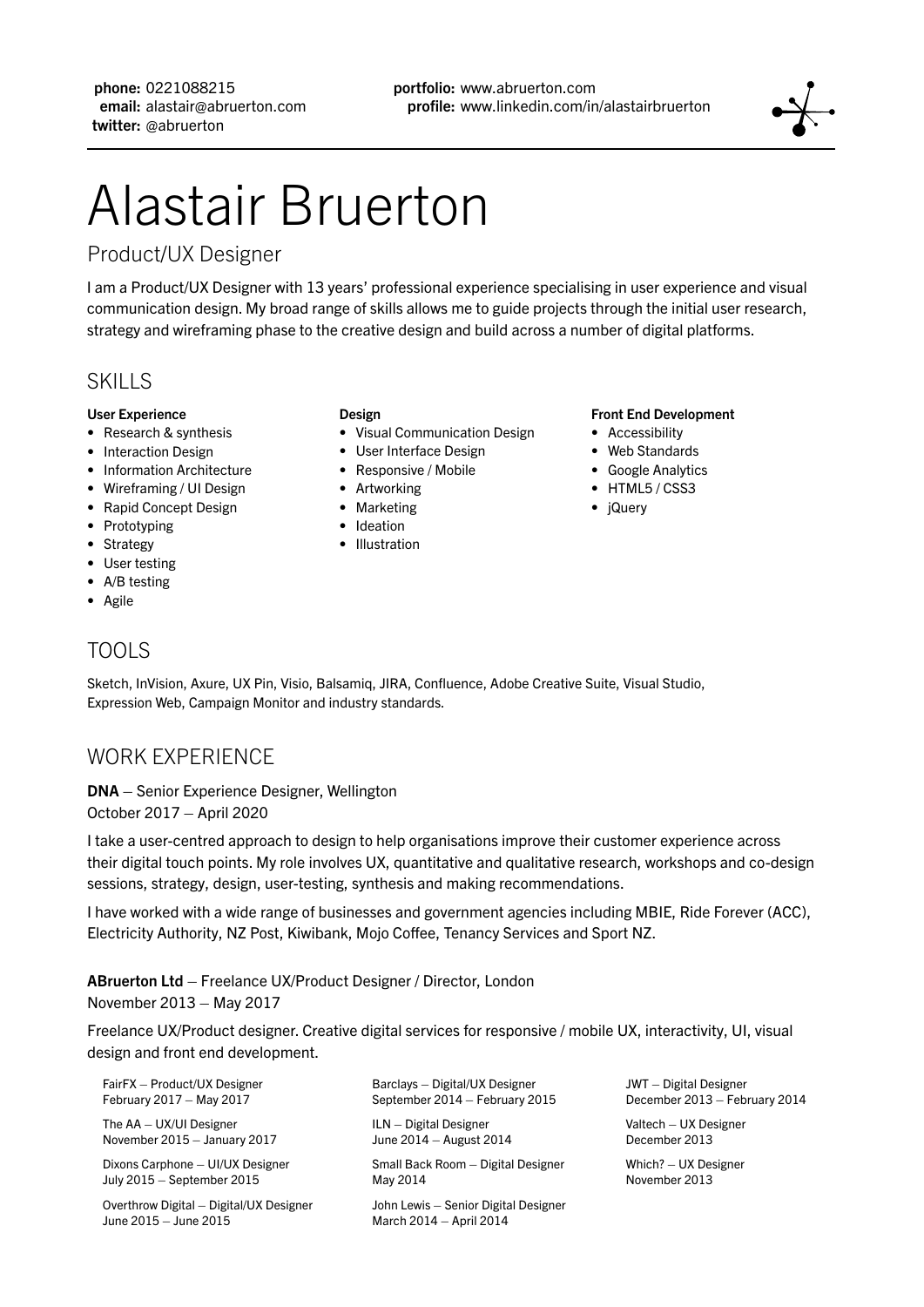**phone:** 0221088215
**email:** alastair@abruerton.com
**twitter:** @abruerton

**portfolio:** www.abruerton.com
**profile:** www.linkedin.com/in/alastairbruerton

# Alastair Bruerton

## Product/UX Designer

I am a Product/UX Designer with 13 years' professional experience specialising in user experience and visual communication design. My broad range of skills allows me to guide projects through the initial user research, strategy and wireframing phase to the creative design and build across a number of digital platforms.

## SKILLS

**User Experience**

- Research & synthesis
- Interaction Design
- Information Architecture
- Wireframing / UI Design
- Rapid Concept Design
- Prototyping
- Strategy
- User testing
- A/B testing
- Agile

**Design**

- Visual Communication Design
- User Interface Design
- Responsive / Mobile
- Artworking
- Marketing
- Ideation
- Illustration

**Front End Development**

- Accessibility
- Web Standards
- Google Analytics
- HTML5 / CSS3
- jQuery

## TOOLS

Sketch, InVision, Axure, UX Pin, Visio, Balsamiq, JIRA, Confluence, Adobe Creative Suite, Visual Studio, Expression Web, Campaign Monitor and industry standards.

## WORK EXPERIENCE

**DNA** – Senior Experience Designer, Wellington
October 2017 – April 2020

I take a user-centred approach to design to help organisations improve their customer experience across their digital touch points. My role involves UX, quantitative and qualitative research, workshops and co-design sessions, strategy, design, user-testing, synthesis and making recommendations.

I have worked with a wide range of businesses and government agencies including MBIE, Ride Forever (ACC), Electricity Authority, NZ Post, Kiwibank, Mojo Coffee, Tenancy Services and Sport NZ.

**ABruerton Ltd** – Freelance UX/Product Designer / Director, London
November 2013 – May 2017

Freelance UX/Product designer. Creative digital services for responsive / mobile UX, interactivity, UI, visual design and front end development.

FairFX – Product/UX Designer
February 2017 – May 2017

The AA – UX/UI Designer
November 2015 – January 2017

Dixons Carphone – UI/UX Designer
July 2015 – September 2015

Overthrow Digital – Digital/UX Designer
June 2015 – June 2015

Barclays – Digital/UX Designer
September 2014 – February 2015

ILN – Digital Designer
June 2014 – August 2014

Small Back Room – Digital Designer
May 2014

John Lewis – Senior Digital Designer
March 2014 – April 2014

JWT – Digital Designer
December 2013 – February 2014

Valtech – UX Designer
December 2013

Which? – UX Designer
November 2013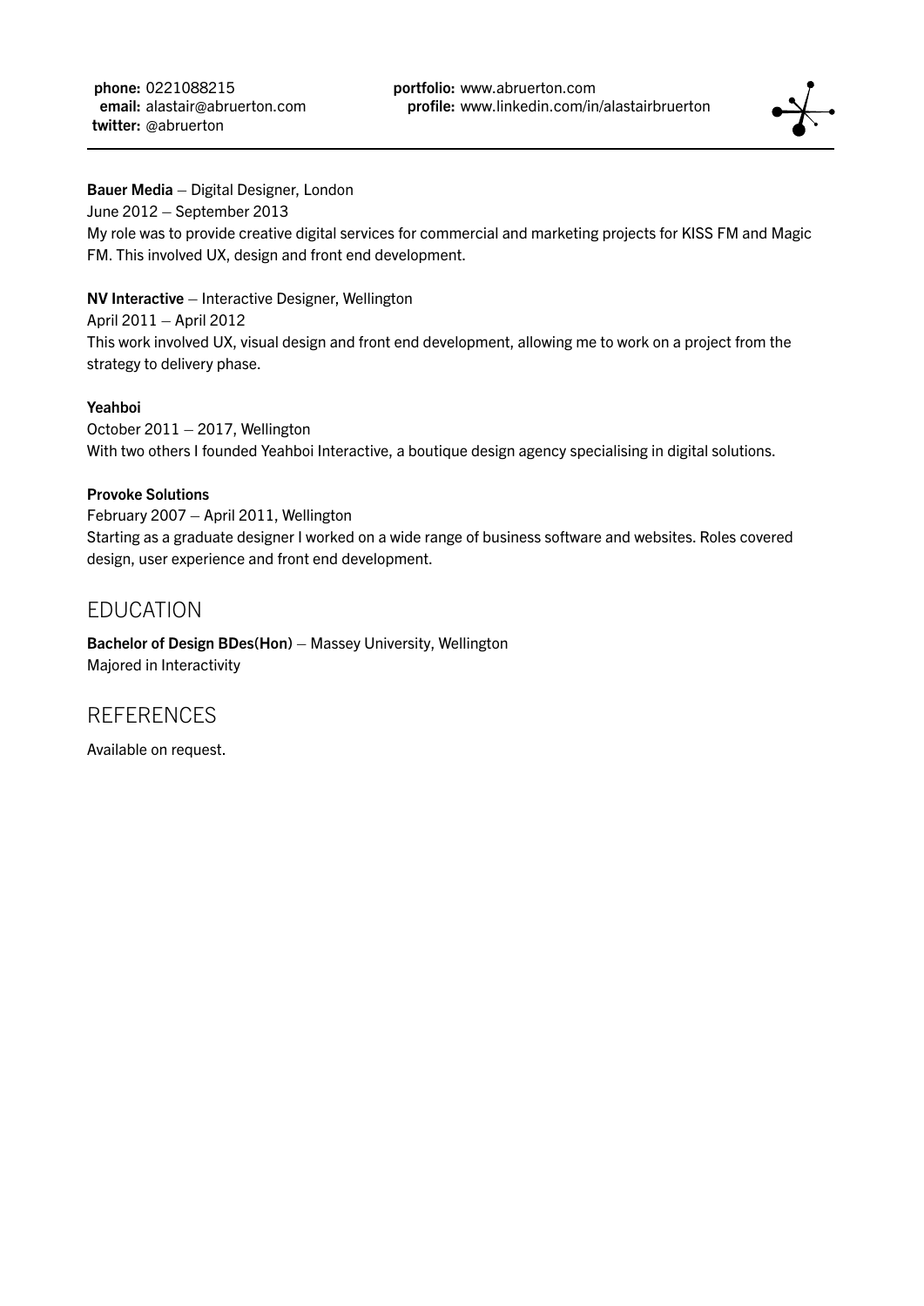**phone:** 0221088215
**email:** alastair@abruerton.com
**twitter:** @abruerton

**portfolio:** www.abruerton.com
**profile:** www.linkedin.com/in/alastairbruerton

**Bauer Media** – Digital Designer, London
June 2012 – September 2013
My role was to provide creative digital services for commercial and marketing projects for KISS FM and Magic FM. This involved UX, design and front end development.

**NV Interactive** – Interactive Designer, Wellington
April 2011 – April 2012
This work involved UX, visual design and front end development, allowing me to work on a project from the strategy to delivery phase.

**Yeahboi**
October 2011 – 2017, Wellington
With two others I founded Yeahboi Interactive, a boutique design agency specialising in digital solutions.

**Provoke Solutions**
February 2007 – April 2011, Wellington
Starting as a graduate designer I worked on a wide range of business software and websites. Roles covered design, user experience and front end development.

## EDUCATION

**Bachelor of Design BDes(Hon)** – Massey University, Wellington
Majored in Interactivity

## REFERENCES

Available on request.